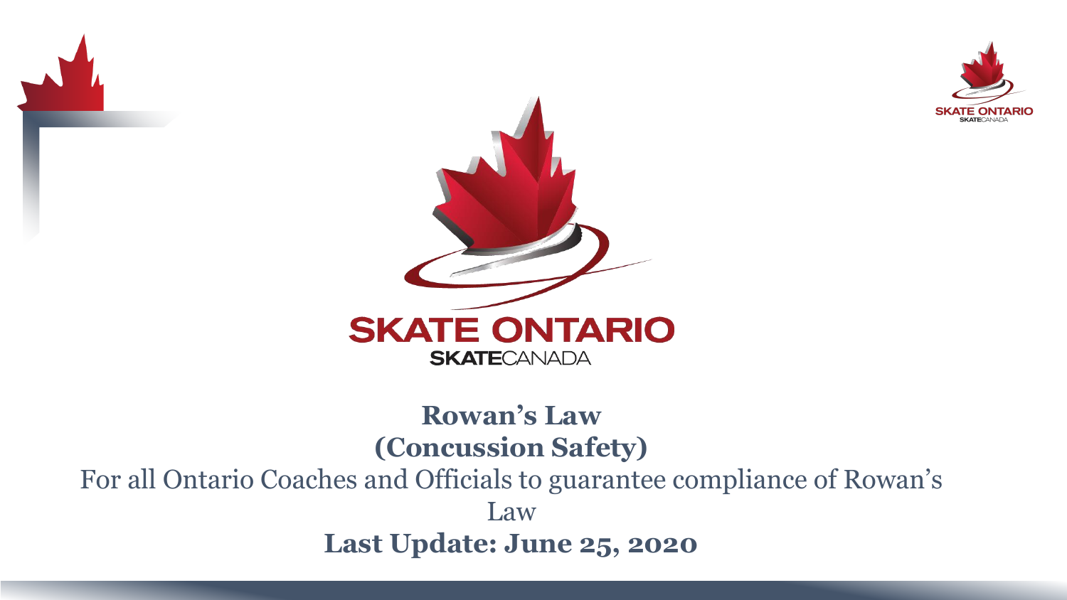SKATE ONTARIO

SKATECANADA

# Rowan's Law (Concussion Safety)

For all Ontario Coaches and Officials to guarantee compliance of Rowan's Law

**Last Update: June 25, 2020**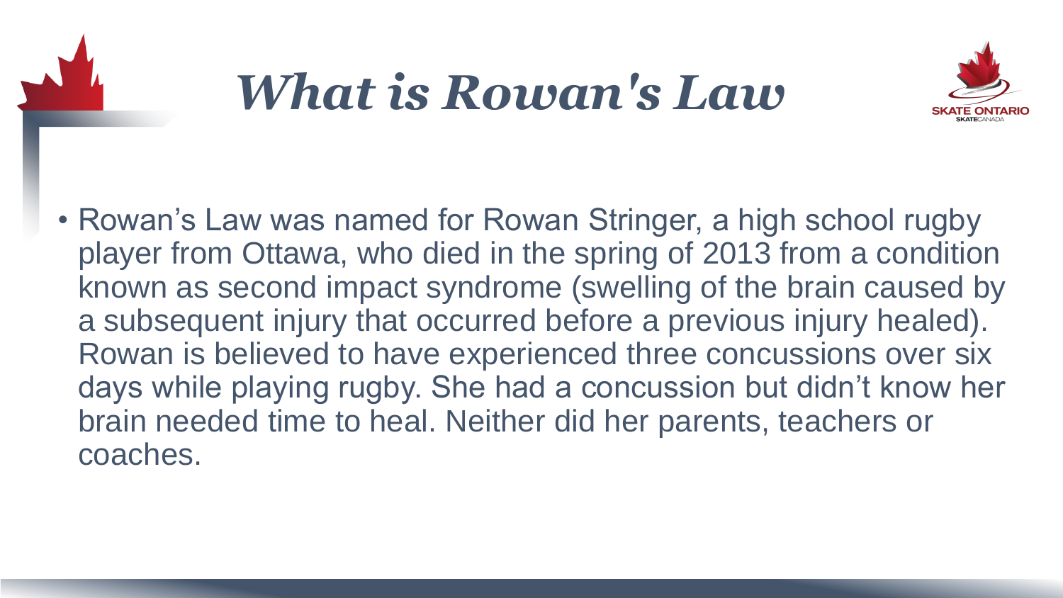# *What is Rowan's Law*

- Rowan's Law was named for Rowan Stringer, a high school rugby player from Ottawa, who died in the spring of 2013 from a condition known as second impact syndrome (swelling of the brain caused by a subsequent injury that occurred before a previous injury healed). Rowan is believed to have experienced three concussions over six days while playing rugby. She had a concussion but didn't know her brain needed time to heal. Neither did her parents, teachers or coaches.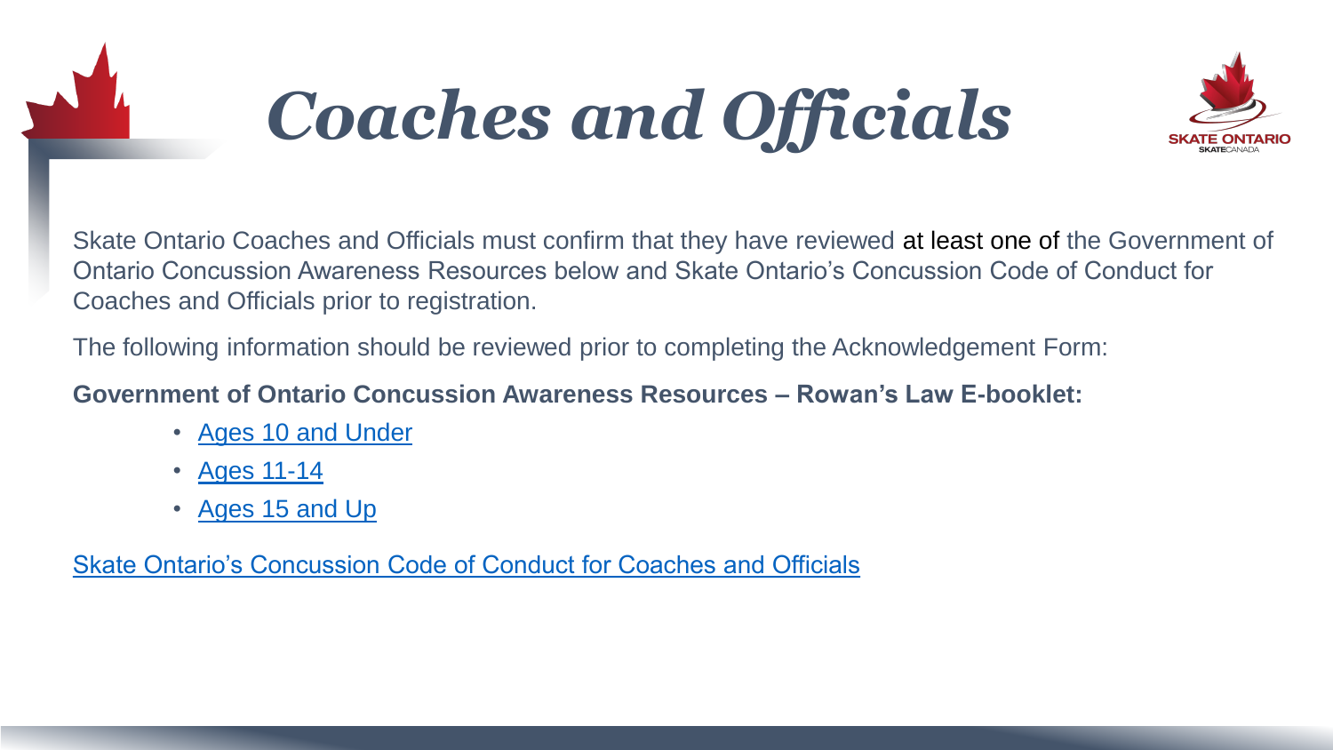# *Coaches and Officials*

Skate Ontario Coaches and Officials must confirm that they have reviewed at least one of the Government of Ontario Concussion Awareness Resources below and Skate Ontario's Concussion Code of Conduct for Coaches and Officials prior to registration.

The following information should be reviewed prior to completing the Acknowledgement Form:

**Government of Ontario Concussion Awareness Resources – Rowan's Law E-booklet:**

- Ages 10 and Under
- Ages 11-14
- Ages 15 and Up

Skate Ontario's Concussion Code of Conduct for Coaches and Officials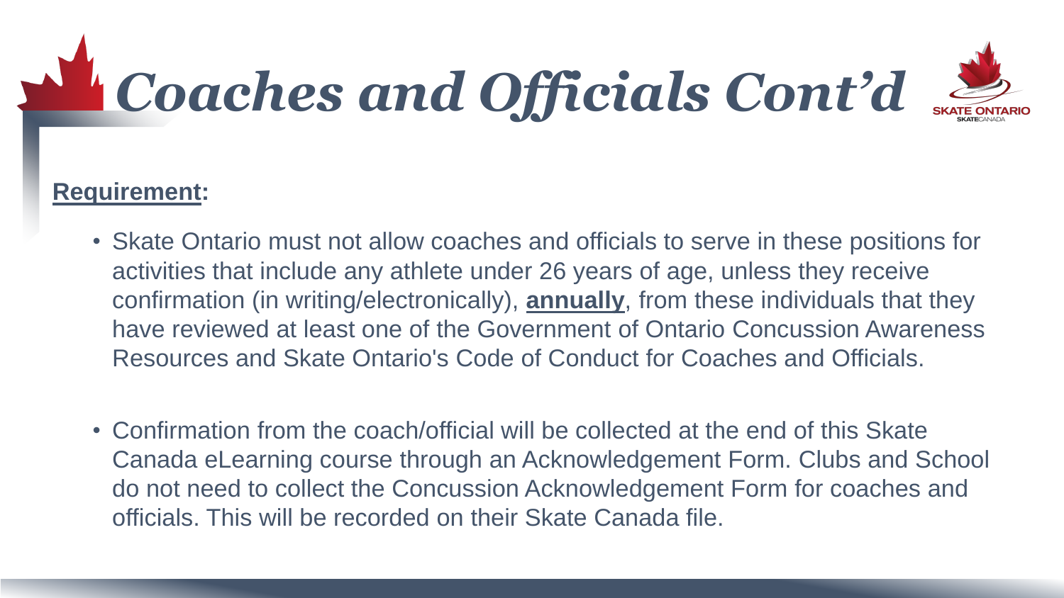# *Coaches and Officials Cont'd*

**Requirement:**

- Skate Ontario must not allow coaches and officials to serve in these positions for activities that include any athlete under 26 years of age, unless they receive confirmation (in writing/electronically), **annually**, from these individuals that they have reviewed at least one of the Government of Ontario Concussion Awareness Resources and Skate Ontario's Code of Conduct for Coaches and Officials.

- Confirmation from the coach/official will be collected at the end of this Skate Canada eLearning course through an Acknowledgement Form. Clubs and School do not need to collect the Concussion Acknowledgement Form for coaches and officials. This will be recorded on their Skate Canada file.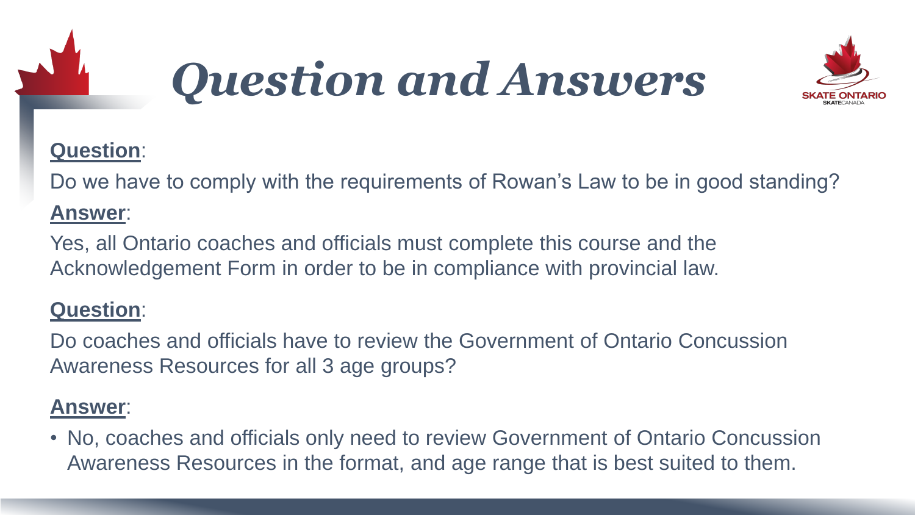# *Question and Answers*

**Question**:

Do we have to comply with the requirements of Rowan's Law to be in good standing?

**Answer**:

Yes, all Ontario coaches and officials must complete this course and the Acknowledgement Form in order to be in compliance with provincial law.

**Question**:

Do coaches and officials have to review the Government of Ontario Concussion Awareness Resources for all 3 age groups?

**Answer**:

- No, coaches and officials only need to review Government of Ontario Concussion Awareness Resources in the format, and age range that is best suited to them.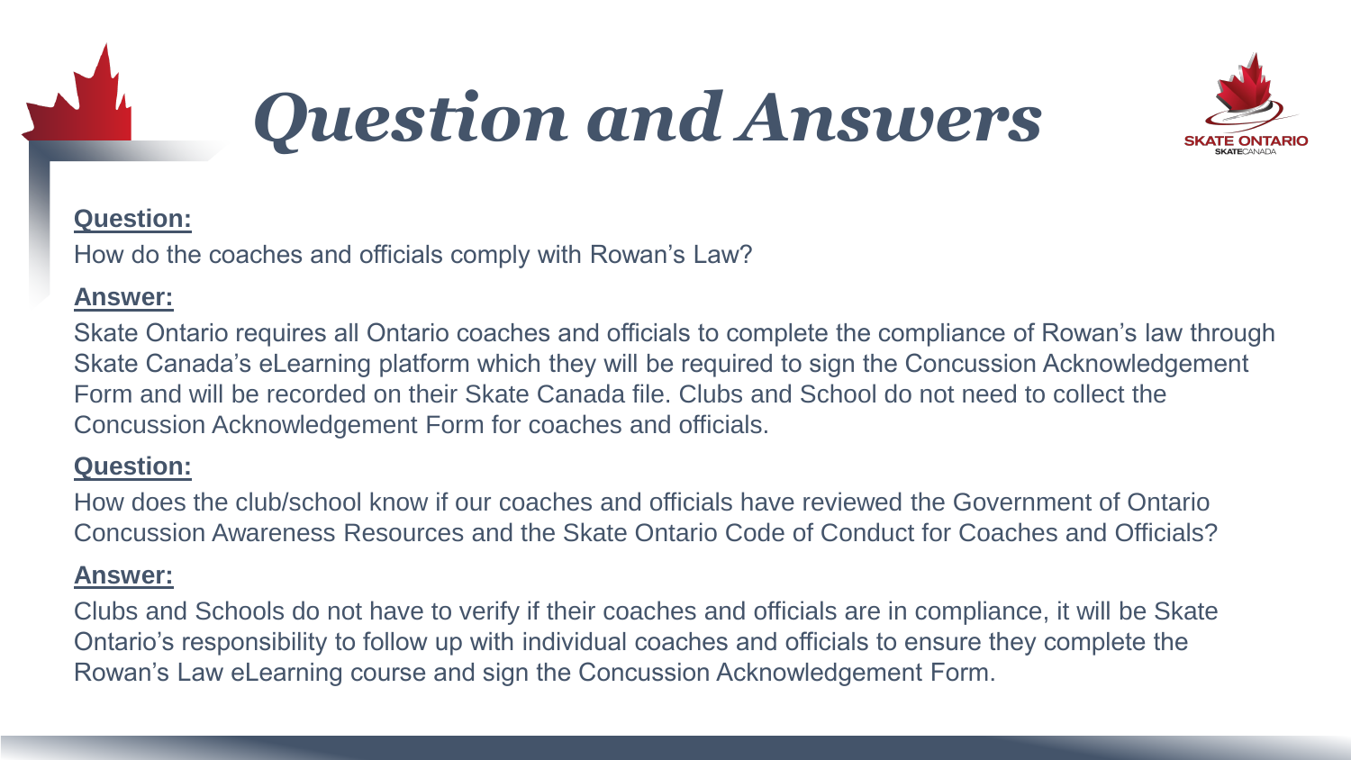# Question and Answers

**Question:**

How do the coaches and officials comply with Rowan's Law?

**Answer:**

Skate Ontario requires all Ontario coaches and officials to complete the compliance of Rowan's law through Skate Canada's eLearning platform which they will be required to sign the Concussion Acknowledgement Form and will be recorded on their Skate Canada file. Clubs and School do not need to collect the Concussion Acknowledgement Form for coaches and officials.

**Question:**

How does the club/school know if our coaches and officials have reviewed the Government of Ontario Concussion Awareness Resources and the Skate Ontario Code of Conduct for Coaches and Officials?

**Answer:**

Clubs and Schools do not have to verify if their coaches and officials are in compliance, it will be Skate Ontario's responsibility to follow up with individual coaches and officials to ensure they complete the Rowan's Law eLearning course and sign the Concussion Acknowledgement Form.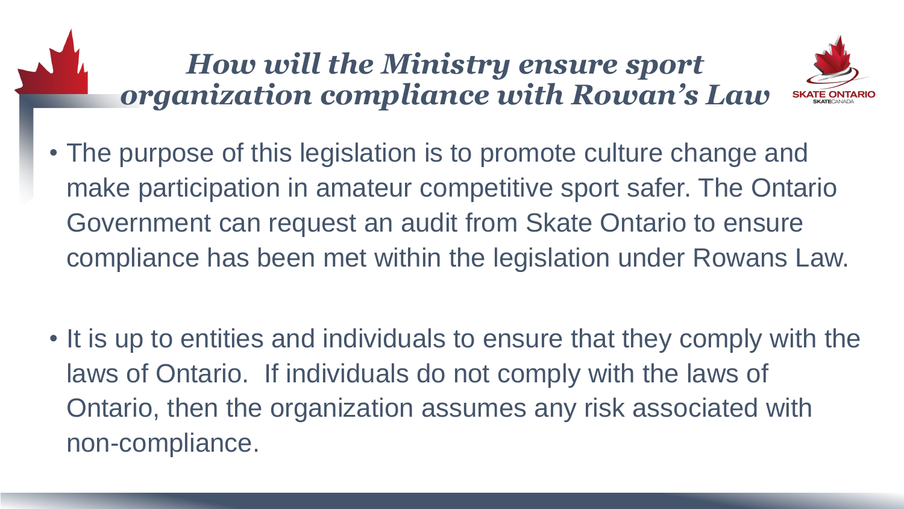# *How will the Ministry ensure sport organization compliance with Rowan's Law*

- The purpose of this legislation is to promote culture change and make participation in amateur competitive sport safer. The Ontario Government can request an audit from Skate Ontario to ensure compliance has been met within the legislation under Rowans Law.

- It is up to entities and individuals to ensure that they comply with the laws of Ontario. If individuals do not comply with the laws of Ontario, then the organization assumes any risk associated with non-compliance.